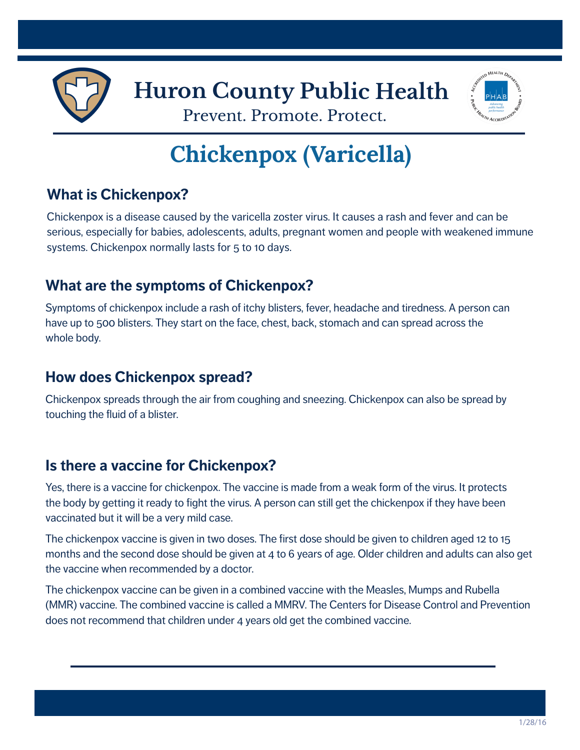# Huron County Public Health

Prevent. Promote. Protect.

# Chickenpox (Varicella)

## What is Chickenpox?

Chickenpox is a disease caused by the varicella zoster virus. It causes a rash and fever and can be serious, especially for babies, adolescents, adults, pregnant women and people with weakened immune systems. Chickenpox normally lasts for 5 to 10 days.

## What are the symptoms of Chickenpox?

Symptoms of chickenpox include a rash of itchy blisters, fever, headache and tiredness. A person can have up to 500 blisters. They start on the face, chest, back, stomach and can spread across the whole body.

## How does Chickenpox spread?

Chickenpox spreads through the air from coughing and sneezing. Chickenpox can also be spread by touching the fluid of a blister.

## Is there a vaccine for Chickenpox?

Yes, there is a vaccine for chickenpox. The vaccine is made from a weak form of the virus. It protects the body by getting it ready to fight the virus. A person can still get the chickenpox if they have been vaccinated but it will be a very mild case.

The chickenpox vaccine is given in two doses. The first dose should be given to children aged 12 to 15 months and the second dose should be given at 4 to 6 years of age. Older children and adults can also get the vaccine when recommended by a doctor.

The chickenpox vaccine can be given in a combined vaccine with the Measles, Mumps and Rubella (MMR) vaccine. The combined vaccine is called a MMRV. The Centers for Disease Control and Prevention does not recommend that children under 4 years old get the combined vaccine.

1/28/16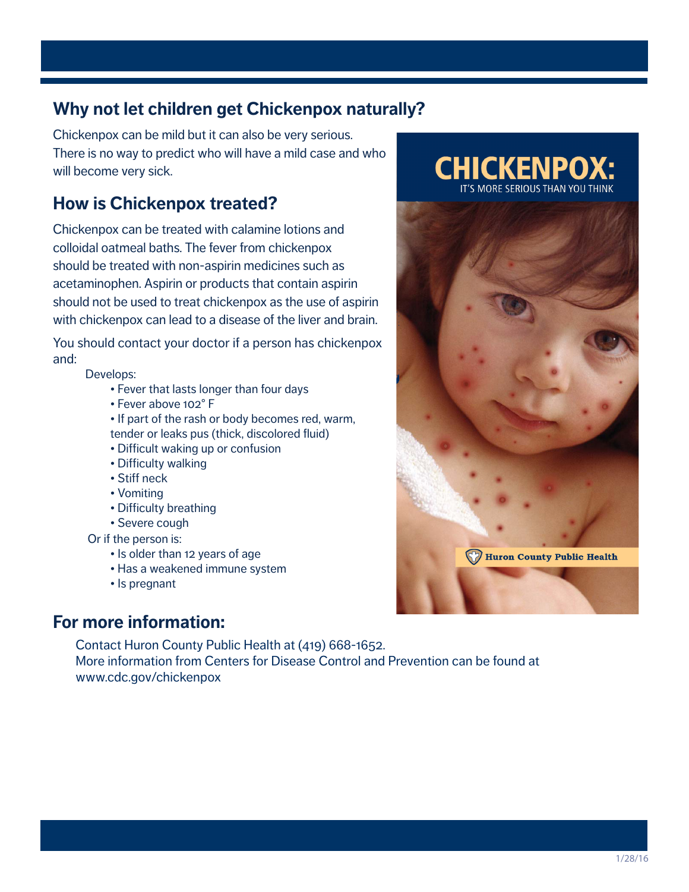## Why not let children get Chickenpox naturally?

Chickenpox can be mild but it can also be very serious. There is no way to predict who will have a mild case and who will become very sick.

## How is Chickenpox treated?

Chickenpox can be treated with calamine lotions and colloidal oatmeal baths. The fever from chickenpox should be treated with non-aspirin medicines such as acetaminophen. Aspirin or products that contain aspirin should not be used to treat chickenpox as the use of aspirin with chickenpox can lead to a disease of the liver and brain.

You should contact your doctor if a person has chickenpox and:

Develops:

- Fever that lasts longer than four days
- Fever above 102° F
- If part of the rash or body becomes red, warm, tender or leaks pus (thick, discolored fluid)
- Difficult waking up or confusion
- Difficulty walking
- Stiff neck
- Vomiting
- Difficulty breathing
- Severe cough

Or if the person is:

- Is older than 12 years of age
- Has a weakened immune system
- Is pregnant

CHICKENPOX:
IT'S MORE SERIOUS THAN YOU THINK

Huron County Public Health

## For more information:

Contact Huron County Public Health at (419) 668-1652.
More information from Centers for Disease Control and Prevention can be found at www.cdc.gov/chickenpox

1/28/16